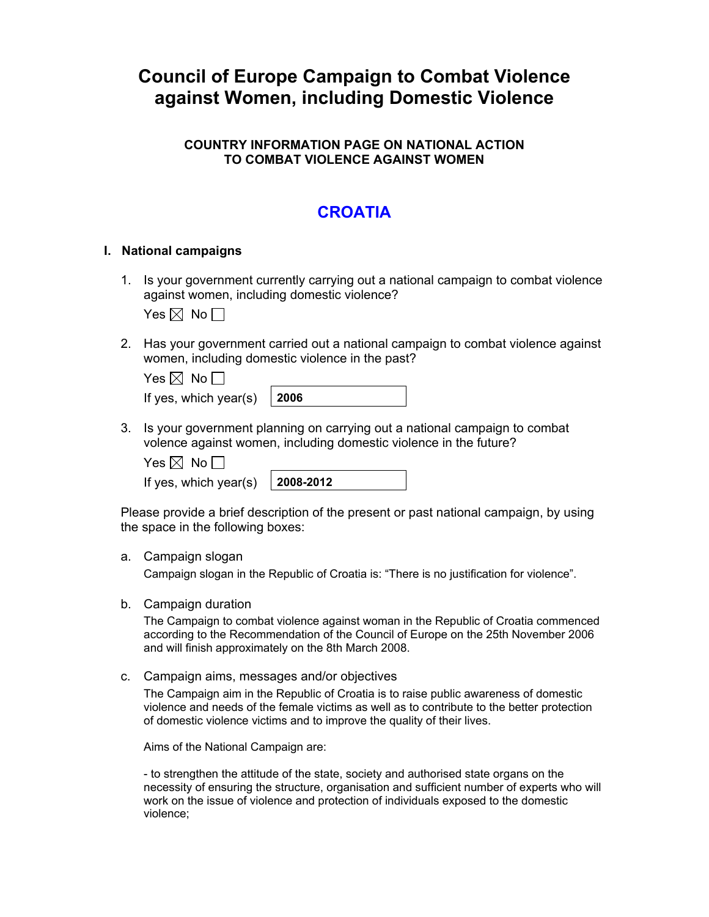# Council of Europe Campaign to Combat Violence against Women, including Domestic Violence

### COUNTRY INFORMATION PAGE ON NATIONAL ACTION TO COMBAT VIOLENCE AGAINST WOMEN

## CROATIA

### I. National campaigns

1. Is your government currently carrying out a national campaign to combat violence against women, including domestic violence?

   Yes ☒ No ☐

2. Has your government carried out a national campaign to combat violence against women, including domestic violence in the past?

   Yes ☒ No ☐

   If yes, which year(s) **2006**

3. Is your government planning on carrying out a national campaign to combat volence against women, including domestic violence in the future?

   Yes ☒ No ☐

   If yes, which year(s) **2008-2012**

Please provide a brief description of the present or past national campaign, by using the space in the following boxes:

a. Campaign slogan

   Campaign slogan in the Republic of Croatia is: "There is no justification for violence".

b. Campaign duration

   The Campaign to combat violence against woman in the Republic of Croatia commenced according to the Recommendation of the Council of Europe on the 25th November 2006 and will finish approximately on the 8th March 2008.

c. Campaign aims, messages and/or objectives

   The Campaign aim in the Republic of Croatia is to raise public awareness of domestic violence and needs of the female victims as well as to contribute to the better protection of domestic violence victims and to improve the quality of their lives.

   Aims of the National Campaign are:

   - to strengthen the attitude of the state, society and authorised state organs on the necessity of ensuring the structure, organisation and sufficient number of experts who will work on the issue of violence and protection of individuals exposed to the domestic violence;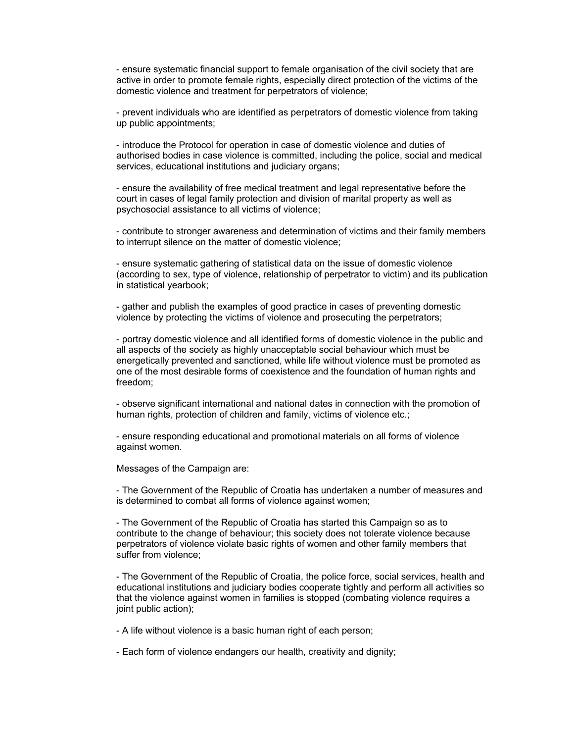- ensure systematic financial support to female organisation of the civil society that are active in order to promote female rights, especially direct protection of the victims of the domestic violence and treatment for perpetrators of violence;

- prevent individuals who are identified as perpetrators of domestic violence from taking up public appointments;

- introduce the Protocol for operation in case of domestic violence and duties of authorised bodies in case violence is committed, including the police, social and medical services, educational institutions and judiciary organs;

- ensure the availability of free medical treatment and legal representative before the court in cases of legal family protection and division of marital property as well as psychosocial assistance to all victims of violence;

- contribute to stronger awareness and determination of victims and their family members to interrupt silence on the matter of domestic violence;

- ensure systematic gathering of statistical data on the issue of domestic violence (according to sex, type of violence, relationship of perpetrator to victim) and its publication in statistical yearbook;

- gather and publish the examples of good practice in cases of preventing domestic violence by protecting the victims of violence and prosecuting the perpetrators;

- portray domestic violence and all identified forms of domestic violence in the public and all aspects of the society as highly unacceptable social behaviour which must be energetically prevented and sanctioned, while life without violence must be promoted as one of the most desirable forms of coexistence and the foundation of human rights and freedom;

- observe significant international and national dates in connection with the promotion of human rights, protection of children and family, victims of violence etc.;

- ensure responding educational and promotional materials on all forms of violence against women.

Messages of the Campaign are:

- The Government of the Republic of Croatia has undertaken a number of measures and is determined to combat all forms of violence against women;

- The Government of the Republic of Croatia has started this Campaign so as to contribute to the change of behaviour; this society does not tolerate violence because perpetrators of violence violate basic rights of women and other family members that suffer from violence;

- The Government of the Republic of Croatia, the police force, social services, health and educational institutions and judiciary bodies cooperate tightly and perform all activities so that the violence against women in families is stopped (combating violence requires a joint public action);

- A life without violence is a basic human right of each person;

- Each form of violence endangers our health, creativity and dignity;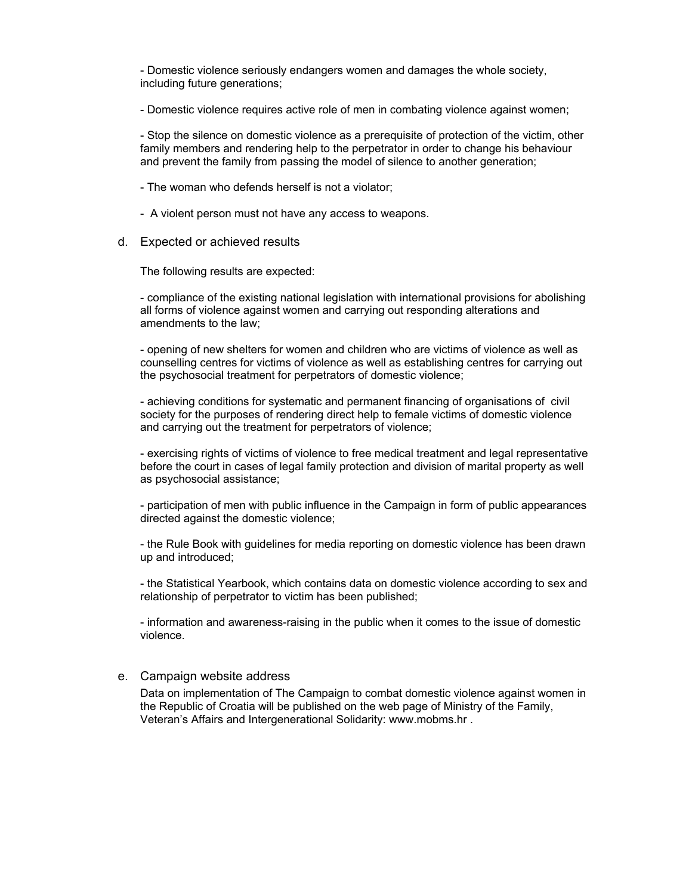- Domestic violence seriously endangers women and damages the whole society, including future generations;

- Domestic violence requires active role of men in combating violence against women;

- Stop the silence on domestic violence as a prerequisite of protection of the victim, other family members and rendering help to the perpetrator in order to change his behaviour and prevent the family from passing the model of silence to another generation;

- The woman who defends herself is not a violator;

- A violent person must not have any access to weapons.

d. Expected or achieved results

The following results are expected:

- compliance of the existing national legislation with international provisions for abolishing all forms of violence against women and carrying out responding alterations and amendments to the law;

- opening of new shelters for women and children who are victims of violence as well as counselling centres for victims of violence as well as establishing centres for carrying out the psychosocial treatment for perpetrators of domestic violence;

- achieving conditions for systematic and permanent financing of organisations of civil society for the purposes of rendering direct help to female victims of domestic violence and carrying out the treatment for perpetrators of violence;

- exercising rights of victims of violence to free medical treatment and legal representative before the court in cases of legal family protection and division of marital property as well as psychosocial assistance;

- participation of men with public influence in the Campaign in form of public appearances directed against the domestic violence;

- the Rule Book with guidelines for media reporting on domestic violence has been drawn up and introduced;

- the Statistical Yearbook, which contains data on domestic violence according to sex and relationship of perpetrator to victim has been published;

- information and awareness-raising in the public when it comes to the issue of domestic violence.

e. Campaign website address

Data on implementation of The Campaign to combat domestic violence against women in the Republic of Croatia will be published on the web page of Ministry of the Family, Veteran's Affairs and Intergenerational Solidarity: www.mobms.hr .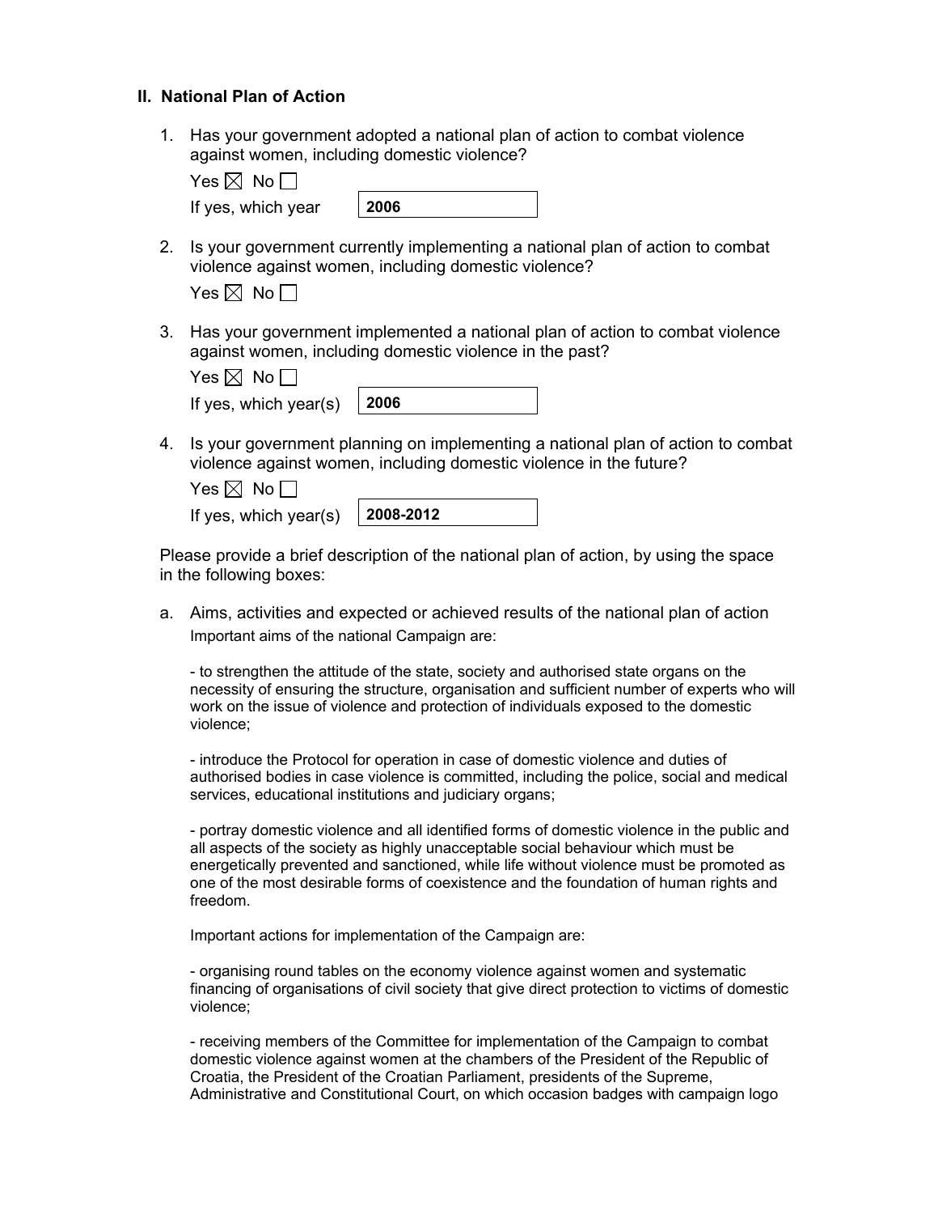## II. National Plan of Action

1. Has your government adopted a national plan of action to combat violence against women, including domestic violence?

   Yes ☒ No ☐

   If yes, which year: **2006**

2. Is your government currently implementing a national plan of action to combat violence against women, including domestic violence?

   Yes ☒ No ☐

3. Has your government implemented a national plan of action to combat violence against women, including domestic violence in the past?

   Yes ☒ No ☐

   If yes, which year(s): **2006**

4. Is your government planning on implementing a national plan of action to combat violence against women, including domestic violence in the future?

   Yes ☒ No ☐

   If yes, which year(s): **2008-2012**

Please provide a brief description of the national plan of action, by using the space in the following boxes:

a. Aims, activities and expected or achieved results of the national plan of action

Important aims of the national Campaign are:

- to strengthen the attitude of the state, society and authorised state organs on the necessity of ensuring the structure, organisation and sufficient number of experts who will work on the issue of violence and protection of individuals exposed to the domestic violence;

- introduce the Protocol for operation in case of domestic violence and duties of authorised bodies in case violence is committed, including the police, social and medical services, educational institutions and judiciary organs;

- portray domestic violence and all identified forms of domestic violence in the public and all aspects of the society as highly unacceptable social behaviour which must be energetically prevented and sanctioned, while life without violence must be promoted as one of the most desirable forms of coexistence and the foundation of human rights and freedom.

Important actions for implementation of the Campaign are:

- organising round tables on the economy violence against women and systematic financing of organisations of civil society that give direct protection to victims of domestic violence;

- receiving members of the Committee for implementation of the Campaign to combat domestic violence against women at the chambers of the President of the Republic of Croatia, the President of the Croatian Parliament, presidents of the Supreme, Administrative and Constitutional Court, on which occasion badges with campaign logo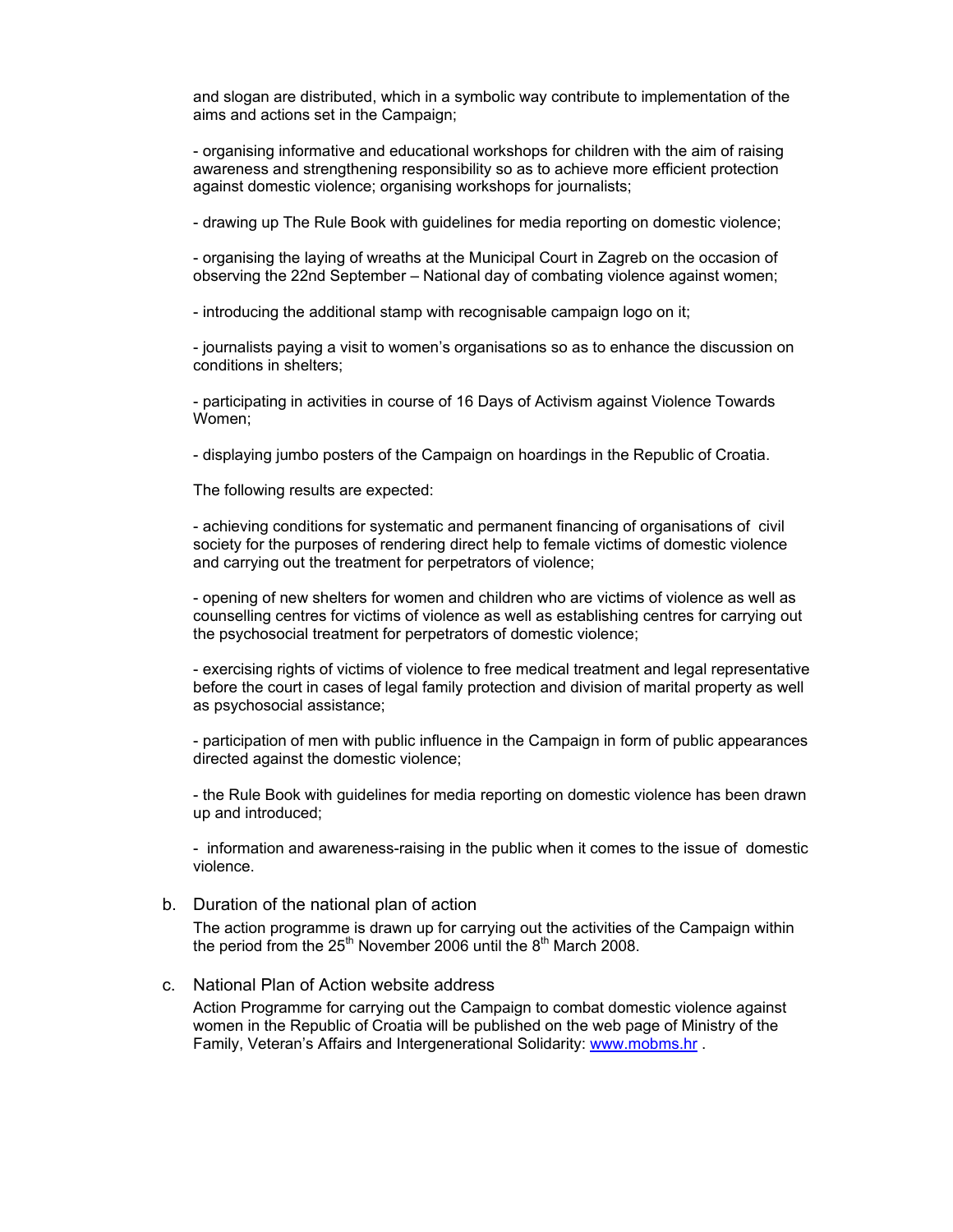and slogan are distributed, which in a symbolic way contribute to implementation of the aims and actions set in the Campaign;

- organising informative and educational workshops for children with the aim of raising awareness and strengthening responsibility so as to achieve more efficient protection against domestic violence; organising workshops for journalists;

- drawing up The Rule Book with guidelines for media reporting on domestic violence;

- organising the laying of wreaths at the Municipal Court in Zagreb on the occasion of observing the 22nd September – National day of combating violence against women;

- introducing the additional stamp with recognisable campaign logo on it;

- journalists paying a visit to women's organisations so as to enhance the discussion on conditions in shelters;

- participating in activities in course of 16 Days of Activism against Violence Towards Women;

- displaying jumbo posters of the Campaign on hoardings in the Republic of Croatia.

The following results are expected:

- achieving conditions for systematic and permanent financing of organisations of civil society for the purposes of rendering direct help to female victims of domestic violence and carrying out the treatment for perpetrators of violence;

- opening of new shelters for women and children who are victims of violence as well as counselling centres for victims of violence as well as establishing centres for carrying out the psychosocial treatment for perpetrators of domestic violence;

- exercising rights of victims of violence to free medical treatment and legal representative before the court in cases of legal family protection and division of marital property as well as psychosocial assistance;

- participation of men with public influence in the Campaign in form of public appearances directed against the domestic violence;

- the Rule Book with guidelines for media reporting on domestic violence has been drawn up and introduced;

- information and awareness-raising in the public when it comes to the issue of domestic violence.

b. Duration of the national plan of action

The action programme is drawn up for carrying out the activities of the Campaign within the period from the 25th November 2006 until the 8th March 2008.

c. National Plan of Action website address

Action Programme for carrying out the Campaign to combat domestic violence against women in the Republic of Croatia will be published on the web page of Ministry of the Family, Veteran's Affairs and Intergenerational Solidarity: www.mobms.hr .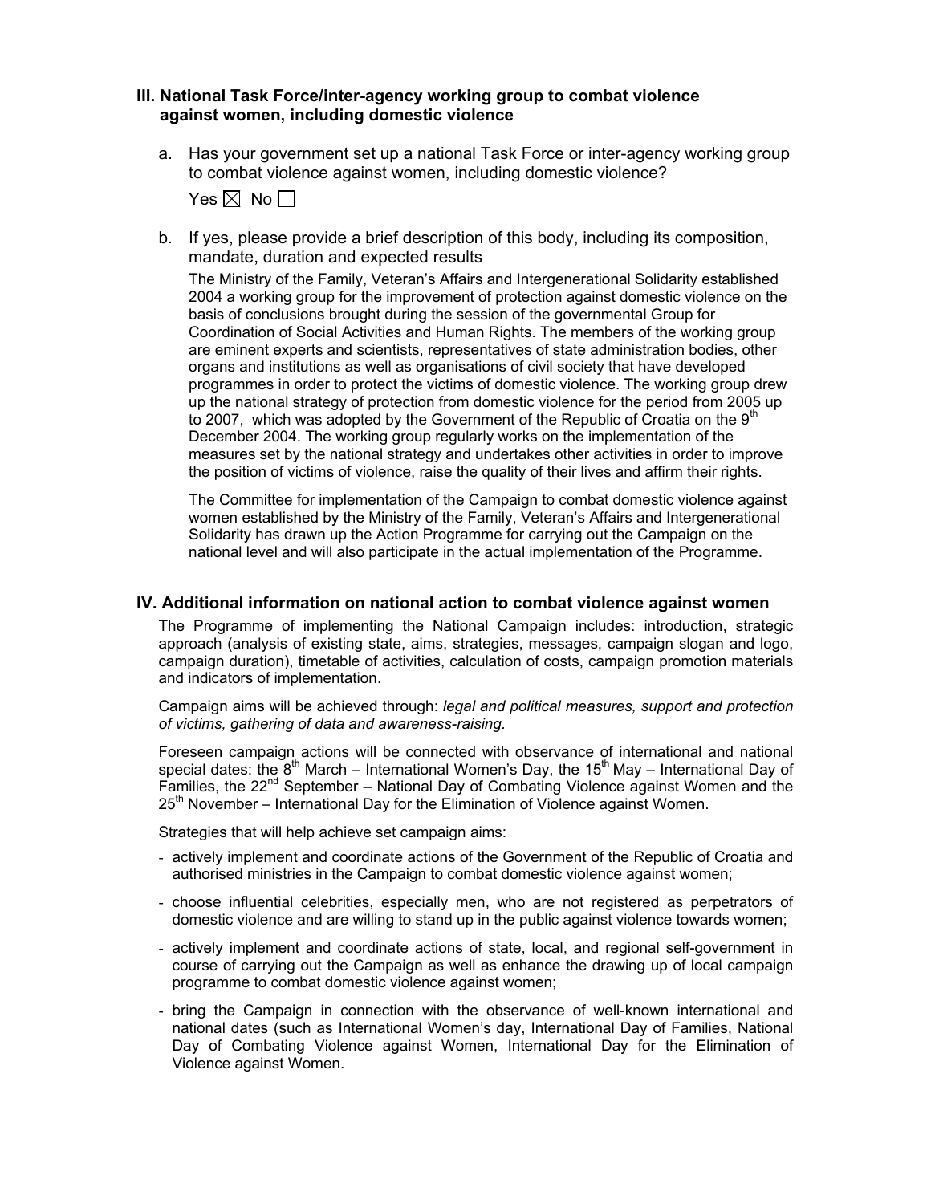## III. National Task Force/inter-agency working group to combat violence against women, including domestic violence

a. Has your government set up a national Task Force or inter-agency working group to combat violence against women, including domestic violence?

Yes ☒ No ☐

b. If yes, please provide a brief description of this body, including its composition, mandate, duration and expected results

The Ministry of the Family, Veteran's Affairs and Intergenerational Solidarity established 2004 a working group for the improvement of protection against domestic violence on the basis of conclusions brought during the session of the governmental Group for Coordination of Social Activities and Human Rights. The members of the working group are eminent experts and scientists, representatives of state administration bodies, other organs and institutions as well as organisations of civil society that have developed programmes in order to protect the victims of domestic violence. The working group drew up the national strategy of protection from domestic violence for the period from 2005 up to 2007, which was adopted by the Government of the Republic of Croatia on the 9th December 2004. The working group regularly works on the implementation of the measures set by the national strategy and undertakes other activities in order to improve the position of victims of violence, raise the quality of their lives and affirm their rights.

The Committee for implementation of the Campaign to combat domestic violence against women established by the Ministry of the Family, Veteran's Affairs and Intergenerational Solidarity has drawn up the Action Programme for carrying out the Campaign on the national level and will also participate in the actual implementation of the Programme.

## IV. Additional information on national action to combat violence against women

The Programme of implementing the National Campaign includes: introduction, strategic approach (analysis of existing state, aims, strategies, messages, campaign slogan and logo, campaign duration), timetable of activities, calculation of costs, campaign promotion materials and indicators of implementation.

Campaign aims will be achieved through: *legal and political measures, support and protection of victims, gathering of data and awareness-raising.*

Foreseen campaign actions will be connected with observance of international and national special dates: the 8th March – International Women's Day, the 15th May – International Day of Families, the 22nd September – National Day of Combating Violence against Women and the 25th November – International Day for the Elimination of Violence against Women.

Strategies that will help achieve set campaign aims:

- actively implement and coordinate actions of the Government of the Republic of Croatia and authorised ministries in the Campaign to combat domestic violence against women;
- choose influential celebrities, especially men, who are not registered as perpetrators of domestic violence and are willing to stand up in the public against violence towards women;
- actively implement and coordinate actions of state, local, and regional self-government in course of carrying out the Campaign as well as enhance the drawing up of local campaign programme to combat domestic violence against women;
- bring the Campaign in connection with the observance of well-known international and national dates (such as International Women's day, International Day of Families, National Day of Combating Violence against Women, International Day for the Elimination of Violence against Women.